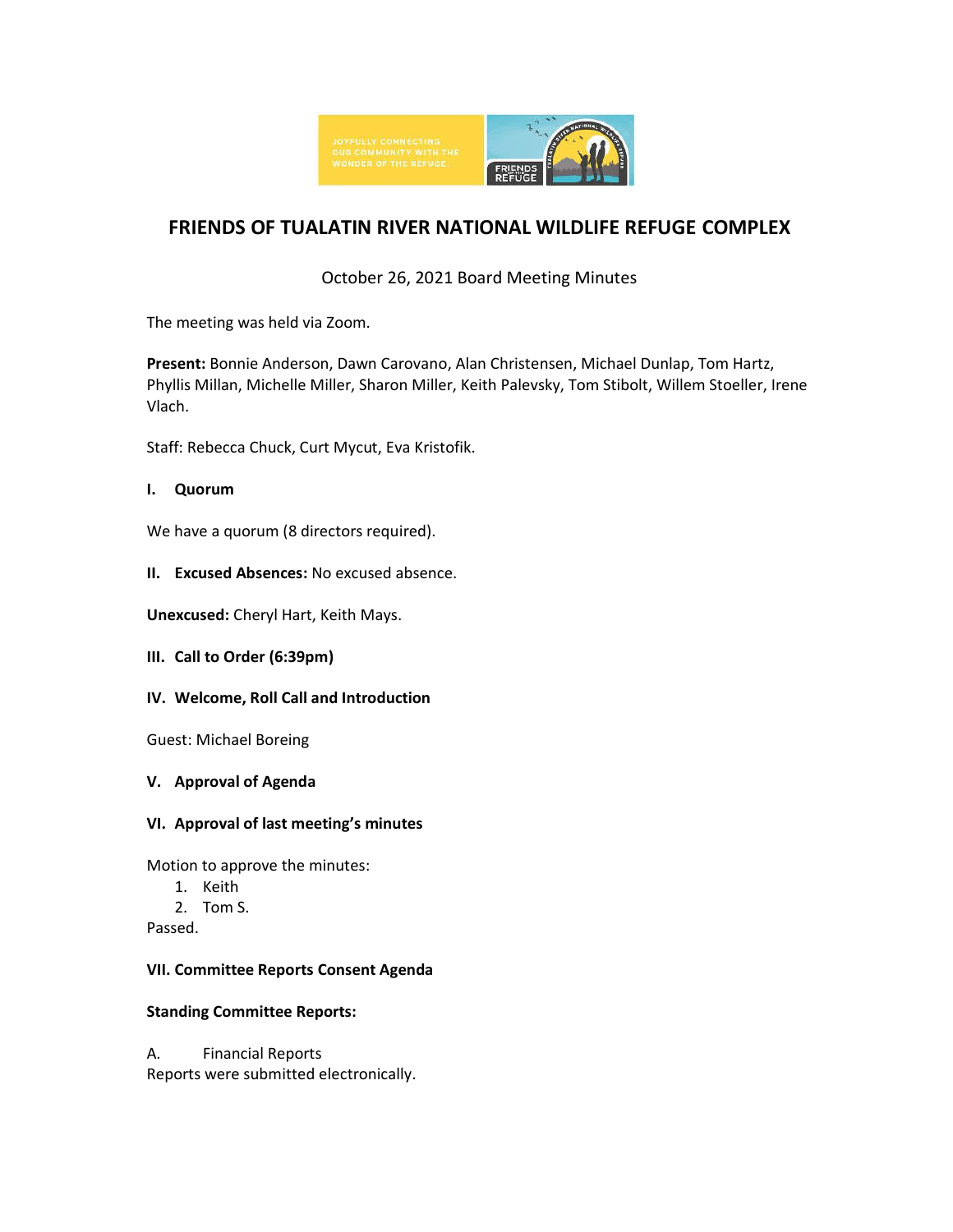# FRIENDS OF TUALATIN RIVER NATIONAL WILDLIFE REFUGE COMPLEX

October 26, 2021 Board Meeting Minutes

The meeting was held via Zoom.

**Present:** Bonnie Anderson, Dawn Carovano, Alan Christensen, Michael Dunlap, Tom Hartz, Phyllis Millan, Michelle Miller, Sharon Miller, Keith Palevsky, Tom Stibolt, Willem Stoeller, Irene Vlach.

Staff: Rebecca Chuck, Curt Mycut, Eva Kristofik.

**I. Quorum**

We have a quorum (8 directors required).

**II. Excused Absences:** No excused absence.

**Unexcused:** Cheryl Hart, Keith Mays.

**III. Call to Order (6:39pm)**

**IV. Welcome, Roll Call and Introduction**

Guest: Michael Boreing

**V. Approval of Agenda**

**VI. Approval of last meeting's minutes**

Motion to approve the minutes:

1. Keith
2. Tom S.

Passed.

**VII. Committee Reports Consent Agenda**

**Standing Committee Reports:**

A. Financial Reports

Reports were submitted electronically.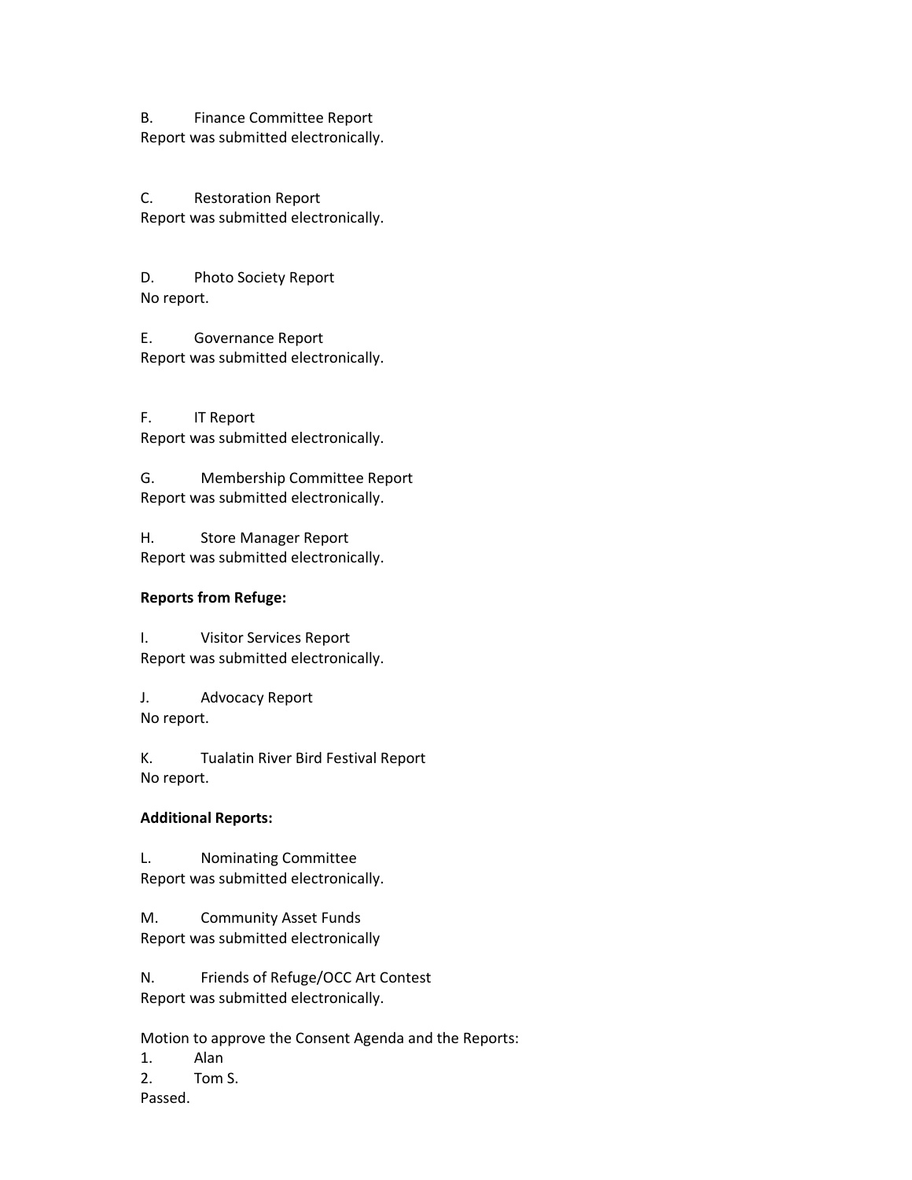B. Finance Committee Report
Report was submitted electronically.

C. Restoration Report
Report was submitted electronically.

D. Photo Society Report
No report.

E. Governance Report
Report was submitted electronically.

F. IT Report
Report was submitted electronically.

G. Membership Committee Report
Report was submitted electronically.

H. Store Manager Report
Report was submitted electronically.

**Reports from Refuge:**

I. Visitor Services Report
Report was submitted electronically.

J. Advocacy Report
No report.

K. Tualatin River Bird Festival Report
No report.

**Additional Reports:**

L. Nominating Committee
Report was submitted electronically.

M. Community Asset Funds
Report was submitted electronically

N. Friends of Refuge/OCC Art Contest
Report was submitted electronically.

Motion to approve the Consent Agenda and the Reports:

1. Alan
2. Tom S.

Passed.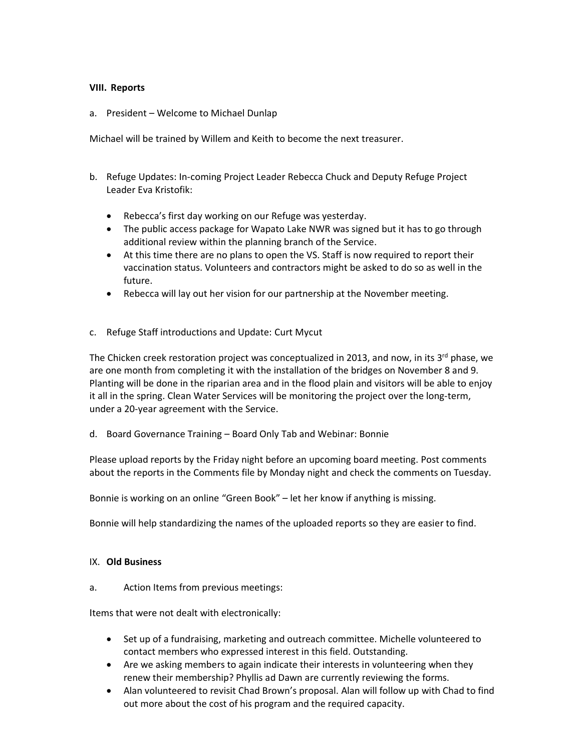**VIII. Reports**

a. President – Welcome to Michael Dunlap

Michael will be trained by Willem and Keith to become the next treasurer.

b. Refuge Updates: In-coming Project Leader Rebecca Chuck and Deputy Refuge Project Leader Eva Kristofik:

- Rebecca's first day working on our Refuge was yesterday.
- The public access package for Wapato Lake NWR was signed but it has to go through additional review within the planning branch of the Service.
- At this time there are no plans to open the VS. Staff is now required to report their vaccination status. Volunteers and contractors might be asked to do so as well in the future.
- Rebecca will lay out her vision for our partnership at the November meeting.

c. Refuge Staff introductions and Update: Curt Mycut

The Chicken creek restoration project was conceptualized in 2013, and now, in its 3rd phase, we are one month from completing it with the installation of the bridges on November 8 and 9. Planting will be done in the riparian area and in the flood plain and visitors will be able to enjoy it all in the spring. Clean Water Services will be monitoring the project over the long-term, under a 20-year agreement with the Service.

d. Board Governance Training – Board Only Tab and Webinar: Bonnie

Please upload reports by the Friday night before an upcoming board meeting. Post comments about the reports in the Comments file by Monday night and check the comments on Tuesday.

Bonnie is working on an online "Green Book" – let her know if anything is missing.

Bonnie will help standardizing the names of the uploaded reports so they are easier to find.

IX. **Old Business**

a. Action Items from previous meetings:

Items that were not dealt with electronically:

- Set up of a fundraising, marketing and outreach committee. Michelle volunteered to contact members who expressed interest in this field. Outstanding.
- Are we asking members to again indicate their interests in volunteering when they renew their membership? Phyllis ad Dawn are currently reviewing the forms.
- Alan volunteered to revisit Chad Brown's proposal. Alan will follow up with Chad to find out more about the cost of his program and the required capacity.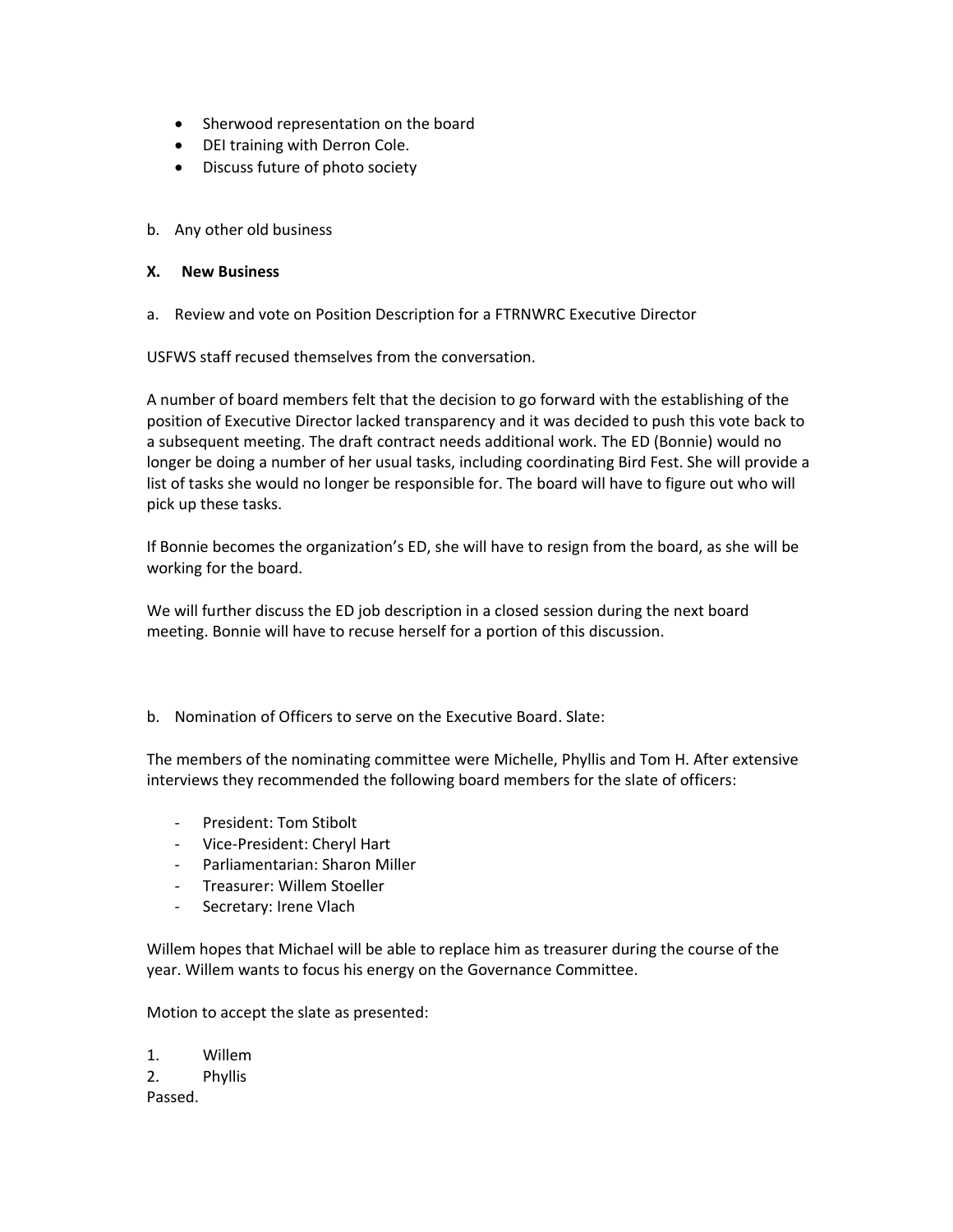- Sherwood representation on the board
- DEI training with Derron Cole.
- Discuss future of photo society

b. Any other old business

**X. New Business**

a. Review and vote on Position Description for a FTRNWRC Executive Director

USFWS staff recused themselves from the conversation.

A number of board members felt that the decision to go forward with the establishing of the position of Executive Director lacked transparency and it was decided to push this vote back to a subsequent meeting. The draft contract needs additional work. The ED (Bonnie) would no longer be doing a number of her usual tasks, including coordinating Bird Fest. She will provide a list of tasks she would no longer be responsible for. The board will have to figure out who will pick up these tasks.

If Bonnie becomes the organization's ED, she will have to resign from the board, as she will be working for the board.

We will further discuss the ED job description in a closed session during the next board meeting. Bonnie will have to recuse herself for a portion of this discussion.

b. Nomination of Officers to serve on the Executive Board. Slate:

The members of the nominating committee were Michelle, Phyllis and Tom H. After extensive interviews they recommended the following board members for the slate of officers:

- President: Tom Stibolt
- Vice-President: Cheryl Hart
- Parliamentarian: Sharon Miller
- Treasurer: Willem Stoeller
- Secretary: Irene Vlach

Willem hopes that Michael will be able to replace him as treasurer during the course of the year. Willem wants to focus his energy on the Governance Committee.

Motion to accept the slate as presented:

1. Willem
2. Phyllis

Passed.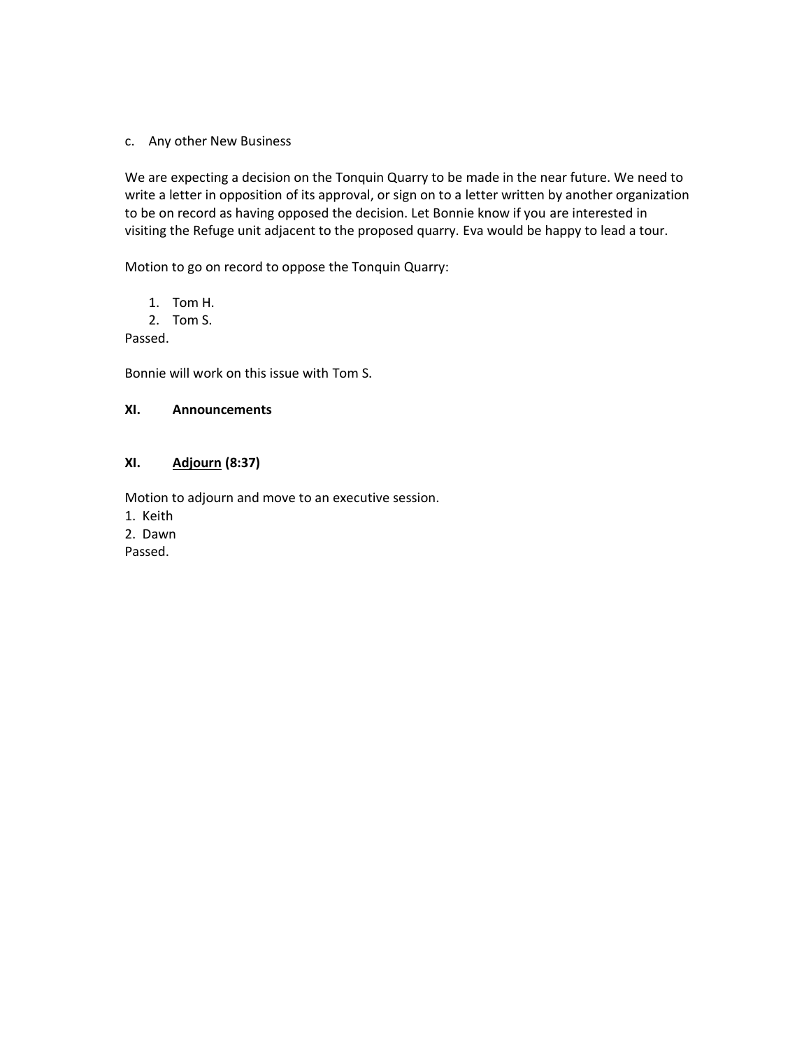c. Any other New Business

We are expecting a decision on the Tonquin Quarry to be made in the near future. We need to write a letter in opposition of its approval, or sign on to a letter written by another organization to be on record as having opposed the decision. Let Bonnie know if you are interested in visiting the Refuge unit adjacent to the proposed quarry. Eva would be happy to lead a tour.

Motion to go on record to oppose the Tonquin Quarry:

1. Tom H.
2. Tom S.

Passed.

Bonnie will work on this issue with Tom S.

## XI. Announcements

## XI. Adjourn (8:37)

Motion to adjourn and move to an executive session.

1. Keith
2. Dawn

Passed.